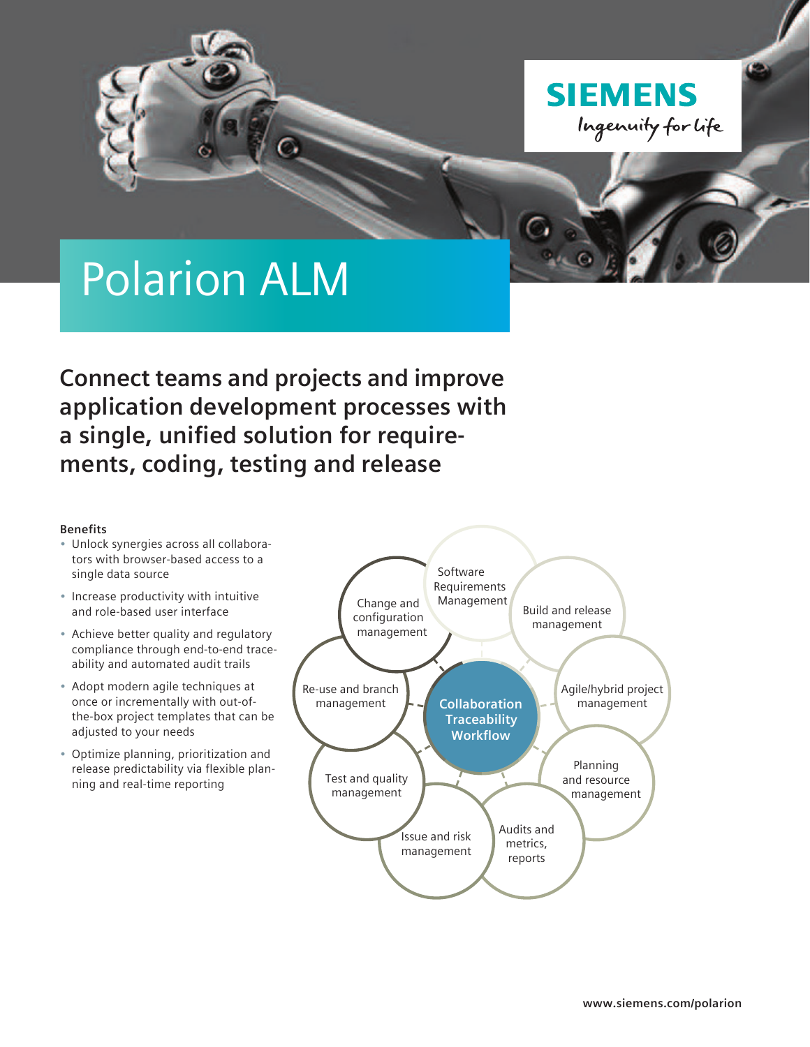# Polarion ALM

## Connect teams and projects and improve application development processes with a single, unified solution for requirements, coding, testing and release

**Benefits**

- Unlock synergies across all collaborators with browser-based access to a single data source
- Increase productivity with intuitive and role-based user interface
- Achieve better quality and regulatory compliance through end-to-end traceability and automated audit trails
- Adopt modern agile techniques at once or incrementally with out-of-the-box project templates that can be adjusted to your needs
- Optimize planning, prioritization and release predictability via flexible planning and real-time reporting

**Collaboration Traceability Workflow**

- Software Requirements Management
- Build and release management
- Agile/hybrid project management
- Planning and resource management
- Audits and metrics, reports
- Issue and risk management
- Test and quality management
- Re-use and branch management
- Change and configuration management

www.siemens.com/polarion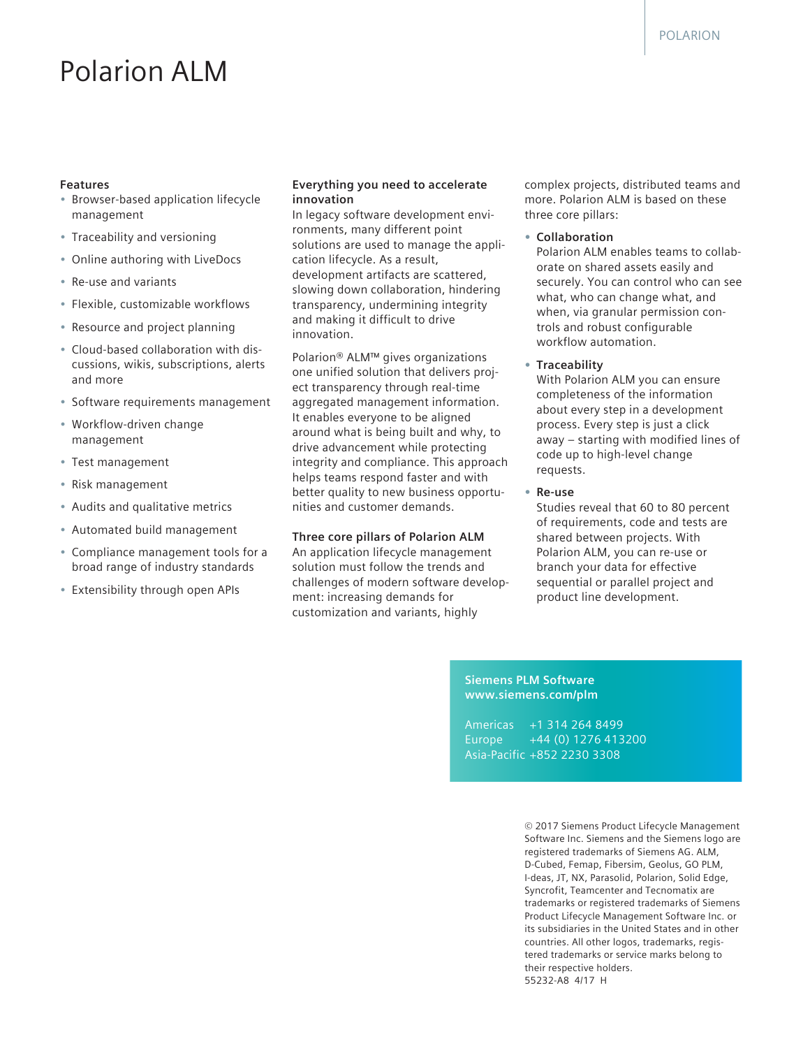# Polarion ALM

**Features**

- Browser-based application lifecycle management
- Traceability and versioning
- Online authoring with LiveDocs
- Re-use and variants
- Flexible, customizable workflows
- Resource and project planning
- Cloud-based collaboration with discussions, wikis, subscriptions, alerts and more
- Software requirements management
- Workflow-driven change management
- Test management
- Risk management
- Audits and qualitative metrics
- Automated build management
- Compliance management tools for a broad range of industry standards
- Extensibility through open APIs

**Everything you need to accelerate innovation**

In legacy software development environments, many different point solutions are used to manage the application lifecycle. As a result, development artifacts are scattered, slowing down collaboration, hindering transparency, undermining integrity and making it difficult to drive innovation.

Polarion® ALM™ gives organizations one unified solution that delivers project transparency through real-time aggregated management information. It enables everyone to be aligned around what is being built and why, to drive advancement while protecting integrity and compliance. This approach helps teams respond faster and with better quality to new business opportunities and customer demands.

**Three core pillars of Polarion ALM**

An application lifecycle management solution must follow the trends and challenges of modern software development: increasing demands for customization and variants, highly complex projects, distributed teams and more. Polarion ALM is based on these three core pillars:

- **Collaboration**
  Polarion ALM enables teams to collaborate on shared assets easily and securely. You can control who can see what, who can change what, and when, via granular permission controls and robust configurable workflow automation.
- **Traceability**
  With Polarion ALM you can ensure completeness of the information about every step in a development process. Every step is just a click away – starting with modified lines of code up to high-level change requests.
- **Re-use**
  Studies reveal that 60 to 80 percent of requirements, code and tests are shared between projects. With Polarion ALM, you can re-use or branch your data for effective sequential or parallel project and product line development.

**Siemens PLM Software**
**www.siemens.com/plm**

Americas +1 314 264 8499
Europe +44 (0) 1276 413200
Asia-Pacific +852 2230 3308

© 2017 Siemens Product Lifecycle Management Software Inc. Siemens and the Siemens logo are registered trademarks of Siemens AG. ALM, D-Cubed, Femap, Fibersim, Geolus, GO PLM, I-deas, JT, NX, Parasolid, Polarion, Solid Edge, Syncrofit, Teamcenter and Tecnomatix are trademarks or registered trademarks of Siemens Product Lifecycle Management Software Inc. or its subsidiaries in the United States and in other countries. All other logos, trademarks, registered trademarks or service marks belong to their respective holders.
55232-A8 4/17 H